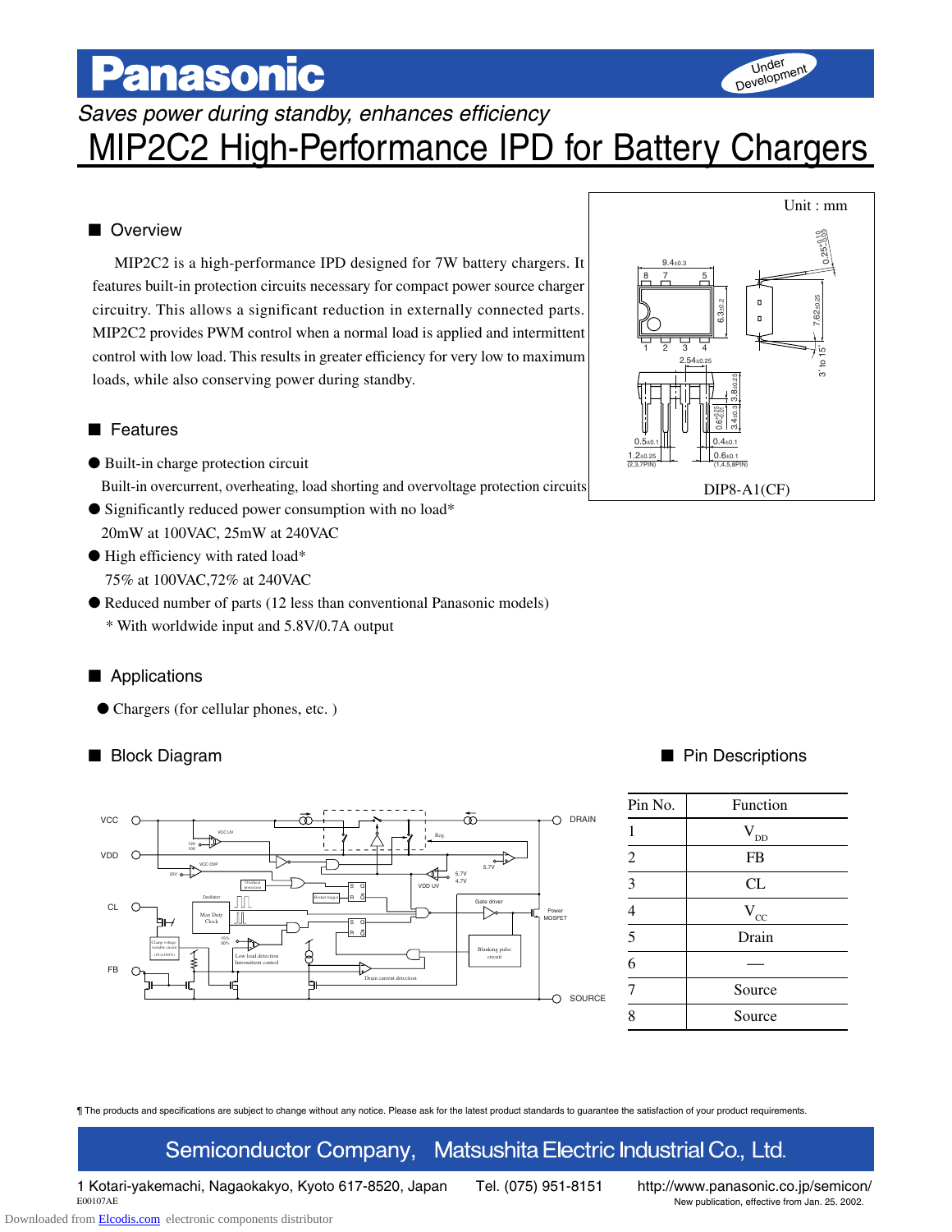# MIP2C2 High-Performance IPD for Battery Chargers

*Saves power during standby, enhances efficiency*

Under Development

## Overview

MIP2C2 is a high-performance IPD designed for 7W battery chargers. It features built-in protection circuits necessary for compact power source charger circuitry. This allows a significant reduction in externally connected parts. MIP2C2 provides PWM control when a normal load is applied and intermittent control with low load. This results in greater efficiency for very low to maximum loads, while also conserving power during standby.

## Features

- Built-in charge protection circuit
  Built-in overcurrent, overheating, load shorting and overvoltage protection circuits
- Significantly reduced power consumption with no load*
  20mW at 100VAC, 25mW at 240VAC
- High efficiency with rated load*
  75% at 100VAC,72% at 240VAC
- Reduced number of parts (12 less than conventional Panasonic models)
  * With worldwide input and 5.8V/0.7A output

Unit : mm

DIP8-A1(CF)

## Applications

- Chargers (for cellular phones, etc. )

## Block Diagram

## Pin Descriptions

| Pin No. | Function |
|---|---|
| 1 | $V_{DD}$ |
| 2 | FB |
| 3 | CL |
| 4 | $V_{CC}$ |
| 5 | Drain |
| 6 | — |
| 7 | Source |
| 8 | Source |

¶ The products and specifications are subject to change without any notice. Please ask for the latest product standards to guarantee the satisfaction of your product requirements.

Semiconductor Company, Matsushita Electric Industrial Co., Ltd.

1 Kotari-yakemachi, Nagaokakyo, Kyoto 617-8520, Japan Tel. (075) 951-8151 http://www.panasonic.co.jp/semicon/

E00107AE

New publication, effective from Jan. 25. 2002.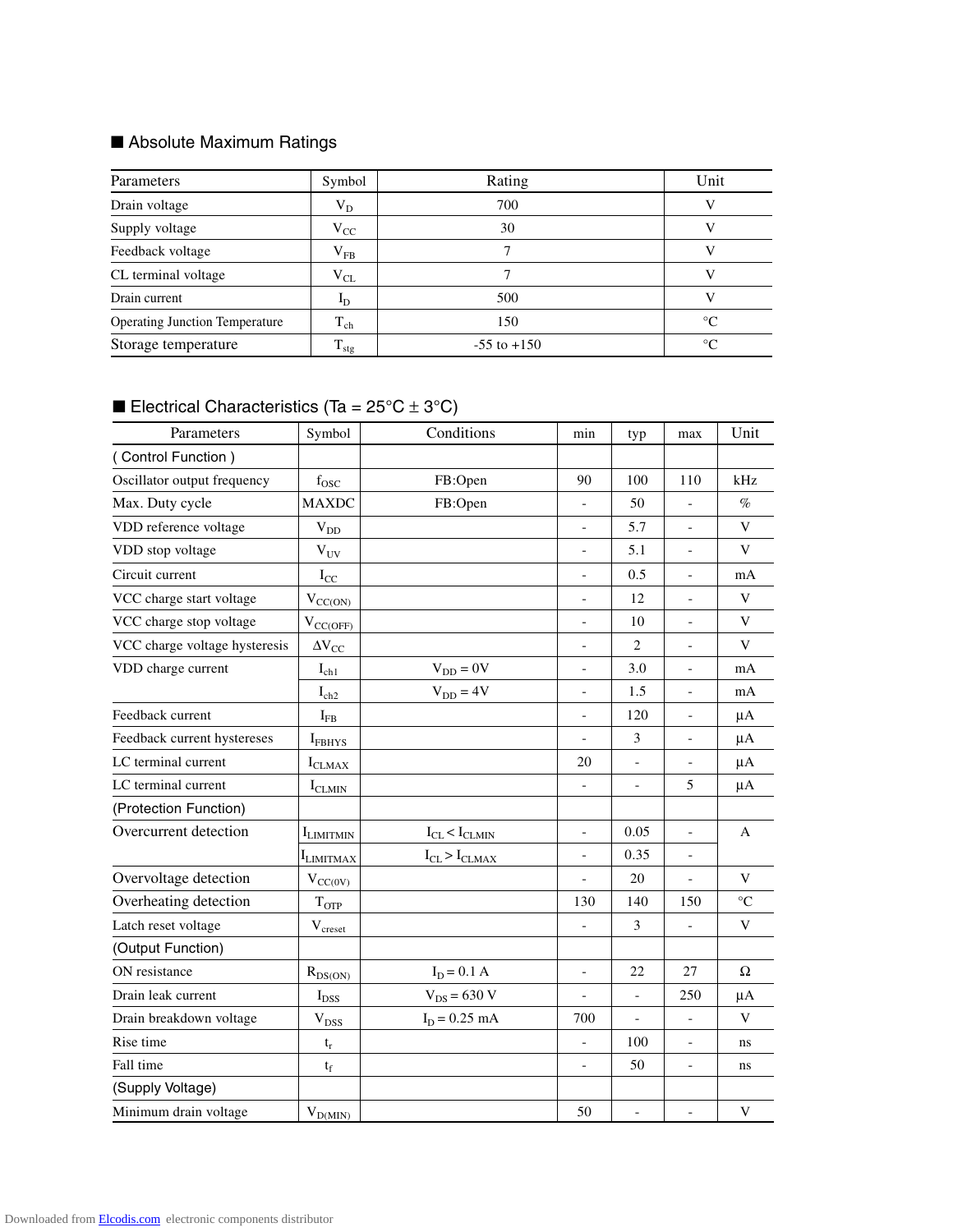## ■ Absolute Maximum Ratings

| Parameters | Symbol | Rating | Unit |
|---|---|---|---|
| Drain voltage | $V_D$ | 700 | V |
| Supply voltage | $V_{CC}$ | 30 | V |
| Feedback voltage | $V_{FB}$ | 7 | V |
| CL terminal voltage | $V_{CL}$ | 7 | V |
| Drain current | $I_D$ | 500 | V |
| Operating Junction Temperature | $T_{ch}$ | 150 | °C |
| Storage temperature | $T_{stg}$ | -55 to +150 | °C |

## ■ Electrical Characteristics (Ta = 25°C ± 3°C)

| Parameters | Symbol | Conditions | min | typ | max | Unit |
|---|---|---|---|---|---|---|
| ( Control Function ) | | | | | | |
| Oscillator output frequency | $f_{OSC}$ | FB:Open | 90 | 100 | 110 | kHz |
| Max. Duty cycle | MAXDC | FB:Open | - | 50 | - | % |
| VDD reference voltage | $V_{DD}$ | | - | 5.7 | - | V |
| VDD stop voltage | $V_{UV}$ | | - | 5.1 | - | V |
| Circuit current | $I_{CC}$ | | - | 0.5 | - | mA |
| VCC charge start voltage | $V_{CC(ON)}$ | | - | 12 | - | V |
| VCC charge stop voltage | $V_{CC(OFF)}$ | | - | 10 | - | V |
| VCC charge voltage hysteresis | $\Delta V_{CC}$ | | - | 2 | - | V |
| VDD charge current | $I_{ch1}$ | $V_{DD}$ = 0V | - | 3.0 | - | mA |
| | $I_{ch2}$ | $V_{DD}$ = 4V | - | 1.5 | - | mA |
| Feedback current | $I_{FB}$ | | - | 120 | - | µA |
| Feedback current hystereses | $I_{FBHYS}$ | | - | 3 | - | µA |
| LC terminal current | $I_{CLMAX}$ | | 20 | - | - | µA |
| LC terminal current | $I_{CLMIN}$ | | - | - | 5 | µA |
| (Protection Function) | | | | | | |
| Overcurrent detection | $I_{LIMITMIN}$ | $I_{CL} < I_{CLMIN}$ | - | 0.05 | - | A |
| | $I_{LIMITMAX}$ | $I_{CL} > I_{CLMAX}$ | - | 0.35 | - | |
| Overvoltage detection | $V_{CC(0V)}$ | | - | 20 | - | V |
| Overheating detection | $T_{OTP}$ | | 130 | 140 | 150 | °C |
| Latch reset voltage | $V_{creset}$ | | - | 3 | - | V |
| (Output Function) | | | | | | |
| ON resistance | $R_{DS(ON)}$ | $I_D$ = 0.1 A | - | 22 | 27 | Ω |
| Drain leak current | $I_{DSS}$ | $V_{DS}$ = 630 V | - | - | 250 | µA |
| Drain breakdown voltage | $V_{DSS}$ | $I_D$ = 0.25 mA | 700 | - | - | V |
| Rise time | $t_r$ | | - | 100 | - | ns |
| Fall time | $t_f$ | | - | 50 | - | ns |
| (Supply Voltage) | | | | | | |
| Minimum drain voltage | $V_{D(MIN)}$ | | 50 | - | - | V |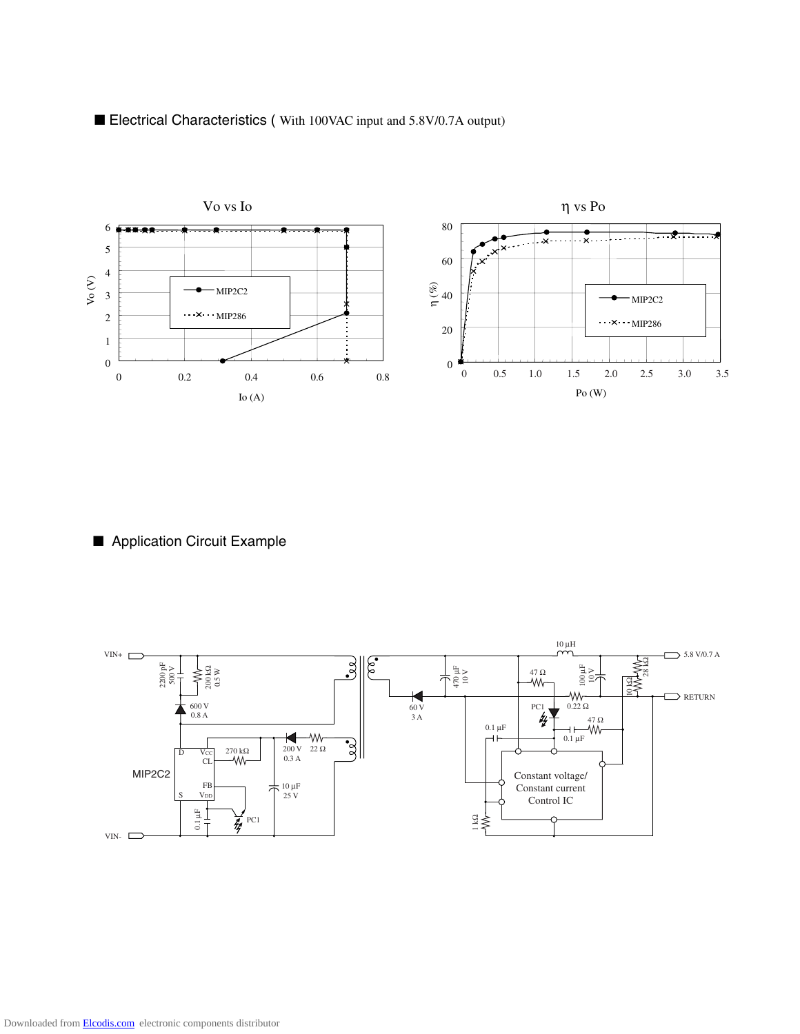## ■ Electrical Characteristics ( With 100VAC input and 5.8V/0.7A output)

Vo vs Io

Vo (V)

6
5
4
3
2
1
0

0
0.2
0.4
0.6
0.8

Io (A)

MIP2C2
MIP286

η vs Po

η (%)

80
60
40
20
0

0
0.5
1.0
1.5
2.0
2.5
3.0
3.5

Po (W)

MIP2C2
MIP286

## ■ Application Circuit Example

VIN+
VIN-
2200 pF 500 V
200 kΩ 0.5 W
600 V 0.8 A
MIP2C2
D
S
VCC
CL
FB
VDD
270 kΩ
200 V 0.3 A
22 Ω
10 µF 25 V
0.1 µF
PC1
60 V 3 A
470 µF 10 V
10 µH
100 µF 10 V
28 kΩ
10 kΩ
47 Ω
PC1
0.22 Ω
47 Ω
0.1 µF
0.1 µF
1 kΩ
Constant voltage/ Constant current Control IC
5.8 V/0.7 A
RETURN

Downloaded from Elcodis.com electronic components distributor